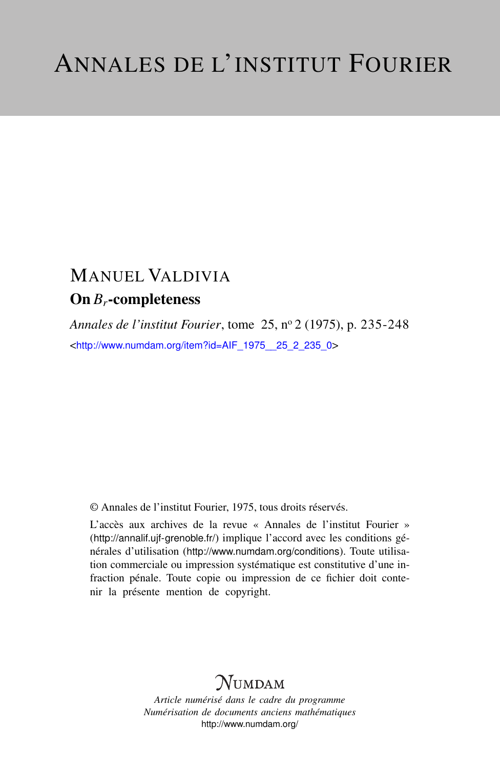# ANNALES DE L'INSTITUT FOURIER

MANUEL VALDIVIA

## On $B_r$-completeness

*Annales de l'institut Fourier*, tome 25, nº 2 (1975), p. 235-248

<http://www.numdam.org/item?id=AIF_1975__25_2_235_0>

© Annales de l'institut Fourier, 1975, tous droits réservés.

L'accès aux archives de la revue « Annales de l'institut Fourier » (http://annalif.ujf-grenoble.fr/) implique l'accord avec les conditions générales d'utilisation (http://www.numdam.org/conditions). Toute utilisation commerciale ou impression systématique est constitutive d'une infraction pénale. Toute copie ou impression de ce fichier doit contenir la présente mention de copyright.

NUMDAM

*Article numérisé dans le cadre du programme*
*Numérisation de documents anciens mathématiques*
http://www.numdam.org/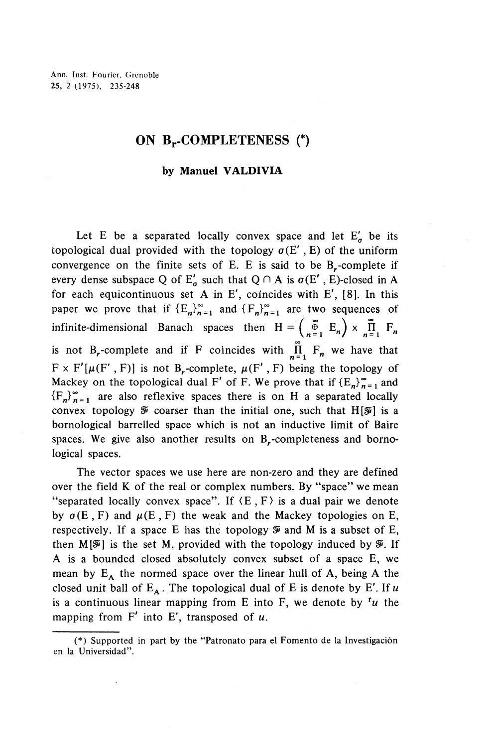Ann. Inst. Fourier, Grenoble
25, 2 (1975), 235-248

# ON $B_r$-COMPLETENESS (*)

**by Manuel VALDIVIA**

Let E be a separated locally convex space and let $E'_\sigma$ be its topological dual provided with the topology $\sigma(E', E)$ of the uniform convergence on the finite sets of E. E is said to be $B_r$-complete if every dense subspace Q of $E'_\sigma$ such that $Q \cap A$ is $\sigma(E', E)$-closed in A for each equicontinuous set A in E', coincides with E', [8]. In this paper we prove that if $\{E_n\}_{n=1}^\infty$ and $\{F_n\}_{n=1}^\infty$ are two sequences of infinite-dimensional Banach spaces then $H = \left(\bigoplus_{n=1}^{\infty} E_n\right) \times \prod_{n=1}^{\infty} F_n$ is not $B_r$-complete and if F coincides with $\prod_{n=1}^{\infty} F_n$ we have that $F \times F'[\mu(F', F)]$ is not $B_r$-complete, $\mu(F', F)$ being the topology of Mackey on the topological dual F' of F. We prove that if $\{E_n\}_{n=1}^\infty$ and $\{F_n\}_{n=1}^\infty$ are also reflexive spaces there is on H a separated locally convex topology $\mathfrak{F}$ coarser than the initial one, such that $H[\mathfrak{F}]$ is a bornological barrelled space which is not an inductive limit of Baire spaces. We give also another results on $B_r$-completeness and bornological spaces.

The vector spaces we use here are non-zero and they are defined over the field K of the real or complex numbers. By "space" we mean "separated locally convex space". If $\langle E, F\rangle$ is a dual pair we denote by $\sigma(E, F)$ and $\mu(E, F)$ the weak and the Mackey topologies on E, respectively. If a space E has the topology $\mathfrak{F}$ and M is a subset of E, then $M[\mathfrak{F}]$ is the set M, provided with the topology induced by $\mathfrak{F}$. If A is a bounded closed absolutely convex subset of a space E, we mean by $E_A$ the normed space over the linear hull of A, being A the closed unit ball of $E_A$. The topological dual of E is denote by E'. If $u$ is a continuous linear mapping from E into F, we denote by ${}^t u$ the mapping from F' into E', transposed of $u$.

---

(*) Supported in part by the "Patronato para el Fomento de la Investigación en la Universidad".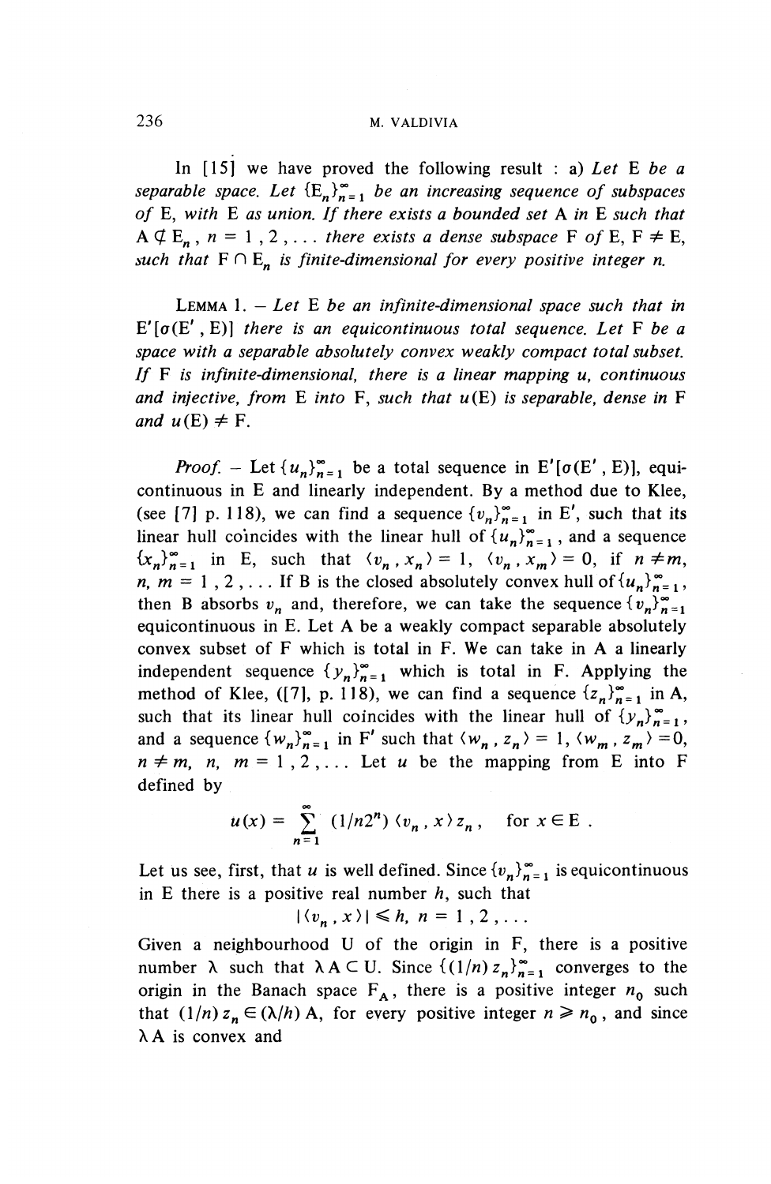In [15] we have proved the following result : a) *Let* E *be a separable space. Let* $\{E_n\}_{n=1}^{\infty}$ *be an increasing sequence of subspaces of* E, *with* E *as union. If there exists a bounded set* A *in* E *such that* $A \not\subset E_n$, $n = 1, 2, \ldots$ *there exists a dense subspace* F *of* E, $F \neq E$, *such that* $F \cap E_n$ *is finite-dimensional for every positive integer* $n$.

LEMMA 1. – *Let* E *be an infinite-dimensional space such that in* $E'[\sigma(E', E)]$ *there is an equicontinuous total sequence. Let* F *be a space with a separable absolutely convex weakly compact total subset. If* F *is infinite-dimensional, there is a linear mapping* $u$, *continuous and injective, from* E *into* F, *such that* $u(E)$ *is separable, dense in* F *and* $u(E) \neq F$.

*Proof.* – Let $\{u_n\}_{n=1}^{\infty}$ be a total sequence in $E'[\sigma(E', E)]$, equicontinuous in E and linearly independent. By a method due to Klee, (see [7] p. 118), we can find a sequence $\{v_n\}_{n=1}^{\infty}$ in E', such that its linear hull coincides with the linear hull of $\{u_n\}_{n=1}^{\infty}$, and a sequence $\{x_n\}_{n=1}^{\infty}$ in E, such that $\langle v_n, x_n \rangle = 1$, $\langle v_n, x_m \rangle = 0$, if $n \neq m$, $n, m = 1, 2, \ldots$ If B is the closed absolutely convex hull of $\{u_n\}_{n=1}^{\infty}$, then B absorbs $v_n$ and, therefore, we can take the sequence $\{v_n\}_{n=1}^{\infty}$ equicontinuous in E. Let A be a weakly compact separable absolutely convex subset of F which is total in F. We can take in A a linearly independent sequence $\{y_n\}_{n=1}^{\infty}$ which is total in F. Applying the method of Klee, ([7], p. 118), we can find a sequence $\{z_n\}_{n=1}^{\infty}$ in A, such that its linear hull coincides with the linear hull of $\{y_n\}_{n=1}^{\infty}$, and a sequence $\{w_n\}_{n=1}^{\infty}$ in F' such that $\langle w_n, z_n \rangle = 1$, $\langle w_m, z_m \rangle = 0$, $n \neq m$, $n, m = 1, 2, \ldots$ Let $u$ be the mapping from E into F defined by

$$u(x) = \sum_{n=1}^{\infty} (1/n2^n) \langle v_n, x \rangle z_n, \quad \text{for } x \in E.$$

Let us see, first, that $u$ is well defined. Since $\{v_n\}_{n=1}^{\infty}$ is equicontinuous in E there is a positive real number $h$, such that

$$|\langle v_n, x \rangle| \leq h, \ n = 1, 2, \ldots$$

Given a neighbourhood U of the origin in F, there is a positive number $\lambda$ such that $\lambda A \subset U$. Since $\{(1/n) z_n\}_{n=1}^{\infty}$ converges to the origin in the Banach space $F_A$, there is a positive integer $n_0$ such that $(1/n) z_n \in (\lambda/h) A$, for every positive integer $n \geq n_0$, and since $\lambda A$ is convex and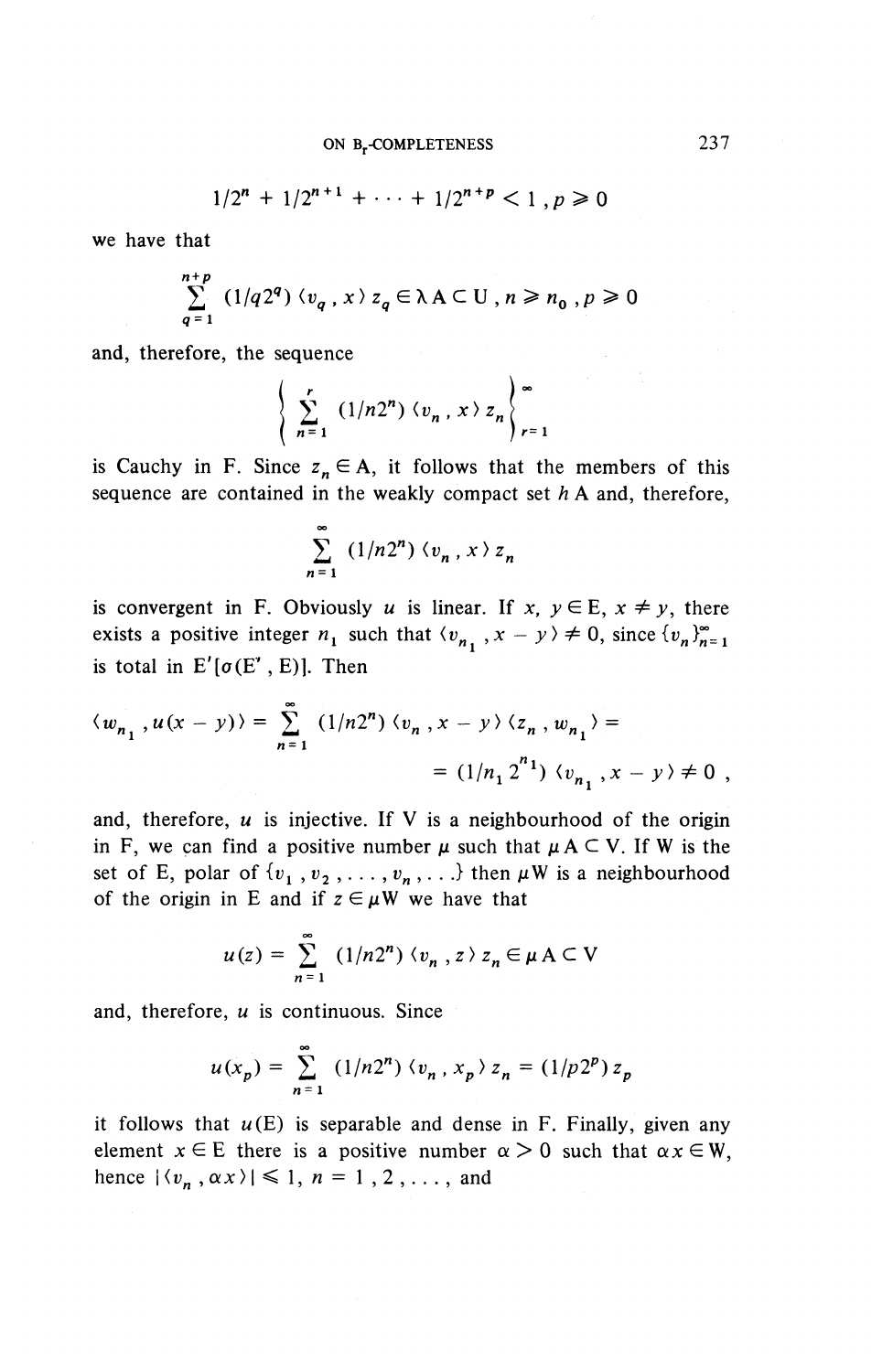$$1/2^n + 1/2^{n+1} + \cdots + 1/2^{n+p} < 1 \, , p \geqslant 0$$

we have that

$$\sum_{q=1}^{n+p} (1/q2^q) \langle v_q \, , x \rangle \, z_q \in \lambda \, \mathrm{A} \subset \mathrm{U} \, , n \geqslant n_0 \, , p \geqslant 0$$

and, therefore, the sequence

$$\left\{ \sum_{n=1}^{r} (1/n2^n) \langle v_n \, , x \rangle \, z_n \right\}_{r=1}^{\infty}$$

is Cauchy in F. Since $z_n \in \mathrm{A}$, it follows that the members of this sequence are contained in the weakly compact set $h\,\mathrm{A}$ and, therefore,

$$\sum_{n=1}^{\infty} (1/n2^n) \langle v_n \, , x \rangle \, z_n$$

is convergent in F. Obviously $u$ is linear. If $x, y \in \mathrm{E}$, $x \neq y$, there exists a positive integer $n_1$ such that $\langle v_{n_1} \, , x - y \rangle \neq 0$, since $\{v_n\}_{n=1}^{\infty}$ is total in $\mathrm{E}'[\sigma(\mathrm{E}', \mathrm{E})]$. Then

$$\langle w_{n_1} \, , u(x-y) \rangle = \sum_{n=1}^{\infty} (1/n2^n) \langle v_n \, , x - y \rangle \langle z_n \, , w_{n_1} \rangle =$$

$$= (1/n_1 2^{n_1}) \langle v_{n_1} \, , x - y \rangle \neq 0 \, ,$$

and, therefore, $u$ is injective. If V is a neighbourhood of the origin in F, we can find a positive number $\mu$ such that $\mu\,\mathrm{A} \subset \mathrm{V}$. If W is the set of E, polar of $\{v_1 \, , v_2 \, , \ldots , v_n \, , \ldots\}$ then $\mu\mathrm{W}$ is a neighbourhood of the origin in E and if $z \in \mu\mathrm{W}$ we have that

$$u(z) = \sum_{n=1}^{\infty} (1/n2^n) \langle v_n \, , z \rangle \, z_n \in \mu\,\mathrm{A} \subset \mathrm{V}$$

and, therefore, $u$ is continuous. Since

$$u(x_p) = \sum_{n=1}^{\infty} (1/n2^n) \langle v_n \, , x_p \rangle \, z_n = (1/p2^p) \, z_p$$

it follows that $u(\mathrm{E})$ is separable and dense in F. Finally, given any element $x \in \mathrm{E}$ there is a positive number $\alpha > 0$ such that $\alpha x \in \mathrm{W}$, hence $| \langle v_n \, , \alpha x \rangle | \leqslant 1$, $n = 1 \, , 2 \, , \ldots ,$ and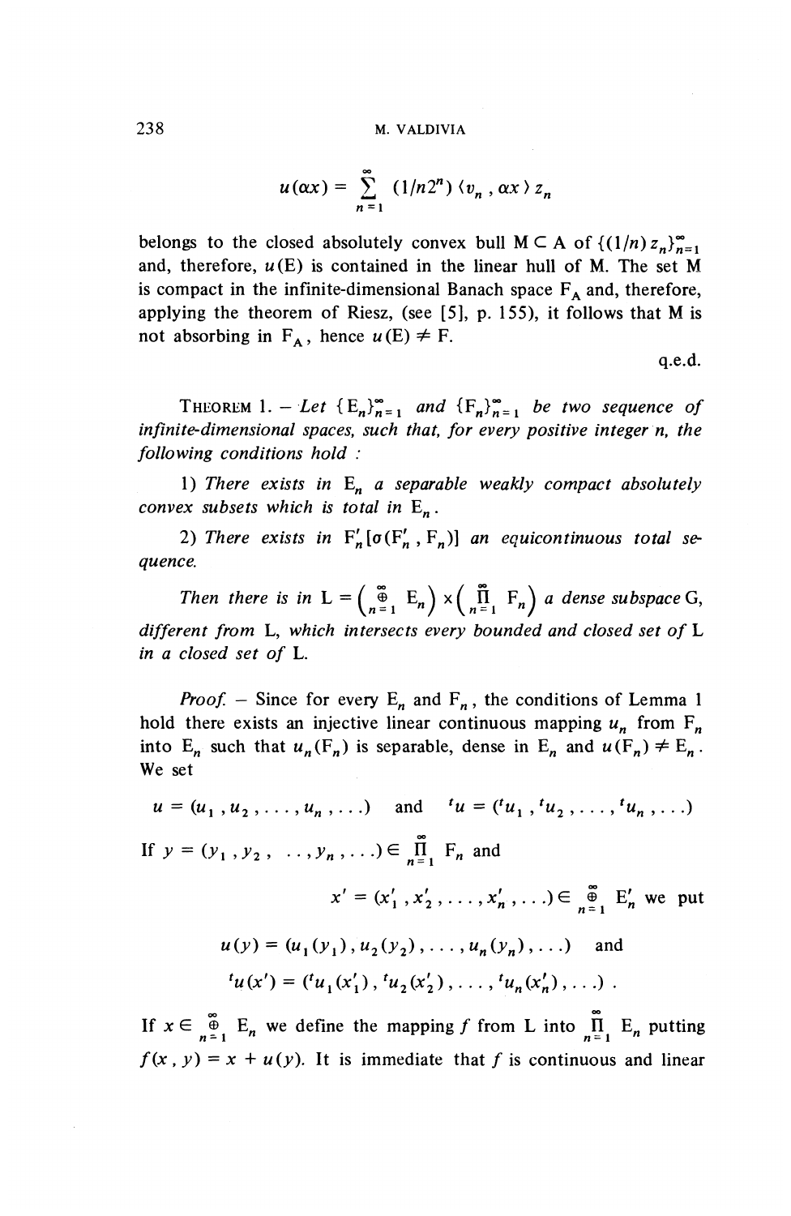$$u(\alpha x) = \sum_{n=1}^{\infty} (1/n2^n) \langle v_n , \alpha x \rangle z_n$$

belongs to the closed absolutely convex bull $M \subset A$ of $\{(1/n) z_n\}_{n=1}^{\infty}$ and, therefore, $u(E)$ is contained in the linear hull of M. The set M is compact in the infinite-dimensional Banach space $F_A$ and, therefore, applying the theorem of Riesz, (see [5], p. 155), it follows that M is not absorbing in $F_A$, hence $u(E) \neq F$.

q.e.d.

THEOREM 1. — *Let $\{E_n\}_{n=1}^{\infty}$ and $\{F_n\}_{n=1}^{\infty}$ be two sequence of infinite-dimensional spaces, such that, for every positive integer n, the following conditions hold :*

*1) There exists in $E_n$ a separable weakly compact absolutely convex subsets which is total in $E_n$.*

*2) There exists in $F'_n[\sigma(F'_n , F_n)]$ an equicontinuous total sequence.*

*Then there is in $L = \left(\bigoplus_{n=1}^{\infty} E_n\right) \times \left(\prod_{n=1}^{\infty} F_n\right)$ a dense subspace G, different from L, which intersects every bounded and closed set of L in a closed set of L.*

*Proof.* — Since for every $E_n$ and $F_n$, the conditions of Lemma 1 hold there exists an injective linear continuous mapping $u_n$ from $F_n$ into $E_n$ such that $u_n(F_n)$ is separable, dense in $E_n$ and $u(F_n) \neq E_n$. We set

$$u = (u_1 , u_2 , \ldots , u_n , \ldots) \quad \text{and} \quad {}^t u = ({}^t u_1 , {}^t u_2 , \ldots , {}^t u_n , \ldots)$$

If $y = (y_1 , y_2 , \ldots , y_n , \ldots) \in \prod_{n=1}^{\infty} F_n$ and

$x' = (x'_1 , x'_2 , \ldots , x'_n , \ldots) \in \bigoplus_{n=1}^{\infty} E'_n$ we put

$$u(y) = (u_1(y_1) , u_2(y_2) , \ldots , u_n(y_n) , \ldots) \quad \text{and}$$

$${}^t u(x') = ({}^t u_1(x'_1) , {}^t u_2(x'_2) , \ldots , {}^t u_n(x'_n) , \ldots) .$$

If $x \in \bigoplus_{n=1}^{\infty} E_n$ we define the mapping $f$ from L into $\prod_{n=1}^{\infty} E_n$ putting $f(x , y) = x + u(y)$. It is immediate that $f$ is continuous and linear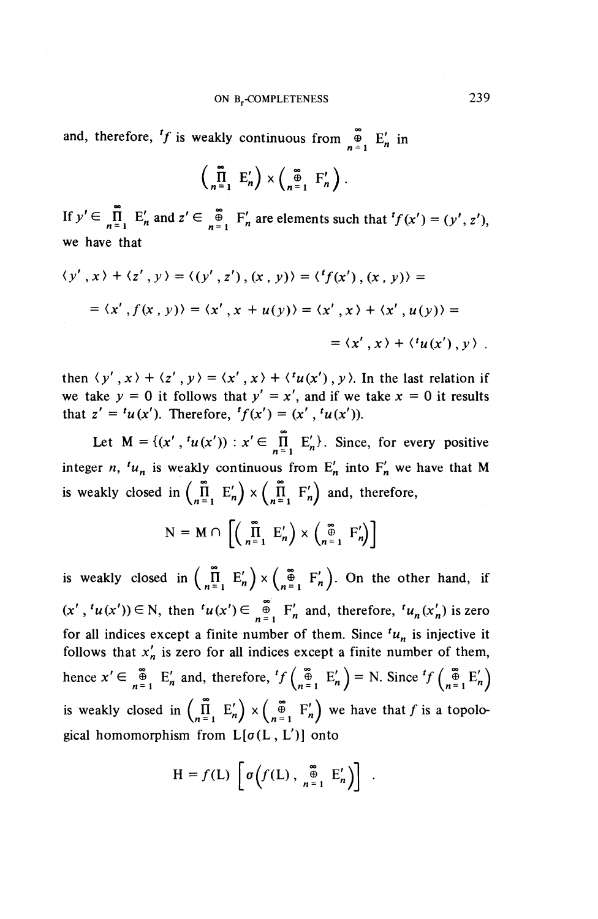and, therefore, ${}^tf$ is weakly continuous from $\overset{\infty}{\underset{n=1}{\oplus}} E'_n$ in

$$\left(\prod_{n=1}^{\infty} E'_n\right) \times \left(\overset{\infty}{\underset{n=1}{\oplus}} F'_n\right).$$

If $y' \in \prod_{n=1}^{\infty} E'_n$ and $z' \in \overset{\infty}{\underset{n=1}{\oplus}} F'_n$ are elements such that ${}^tf(x') = (y', z')$, we have that

$$\begin{aligned} \langle y', x\rangle + \langle z', y\rangle &= \langle (y', z'), (x, y)\rangle = \langle {}^tf(x'), (x, y)\rangle = \\ &= \langle x', f(x, y)\rangle = \langle x', x + u(y)\rangle = \langle x', x\rangle + \langle x', u(y)\rangle = \\ &= \langle x', x\rangle + \langle {}^tu(x'), y\rangle . \end{aligned}$$

then $\langle y', x\rangle + \langle z', y\rangle = \langle x', x\rangle + \langle {}^tu(x'), y\rangle$. In the last relation if we take $y = 0$ it follows that $y' = x'$, and if we take $x = 0$ it results that $z' = {}^tu(x')$. Therefore, ${}^tf(x') = (x', {}^tu(x'))$.

Let $M = \{(x', {}^tu(x')) : x' \in \prod_{n=1}^{\infty} E'_n\}$. Since, for every positive integer $n$, ${}^tu_n$ is weakly continuous from $E'_n$ into $F'_n$ we have that M is weakly closed in $\left(\prod_{n=1}^{\infty} E'_n\right) \times \left(\prod_{n=1}^{\infty} F'_n\right)$ and, therefore,

$$N = M \cap \left[\left(\prod_{n=1}^{\infty} E'_n\right) \times \left(\overset{\infty}{\underset{n=1}{\oplus}} F'_n\right)\right]$$

is weakly closed in $\left(\prod_{n=1}^{\infty} E'_n\right) \times \left(\overset{\infty}{\underset{n=1}{\oplus}} F'_n\right)$. On the other hand, if $(x', {}^tu(x')) \in N$, then ${}^tu(x') \in \overset{\infty}{\underset{n=1}{\oplus}} F'_n$ and, therefore, ${}^tu_n(x'_n)$ is zero for all indices except a finite number of them. Since ${}^tu_n$ is injective it follows that $x'_n$ is zero for all indices except a finite number of them, hence $x' \in \overset{\infty}{\underset{n=1}{\oplus}} E'_n$ and, therefore, ${}^tf\left(\overset{\infty}{\underset{n=1}{\oplus}} E'_n\right) = N$. Since ${}^tf\left(\overset{\infty}{\underset{n=1}{\oplus}} E'_n\right)$ is weakly closed in $\left(\prod_{n=1}^{\infty} E'_n\right) \times \left(\overset{\infty}{\underset{n=1}{\oplus}} F'_n\right)$ we have that $f$ is a topological homomorphism from $L[\sigma(L, L')]$ onto

$$H = f(L)\left[\sigma\left(f(L), \overset{\infty}{\underset{n=1}{\oplus}} E'_n\right)\right].$$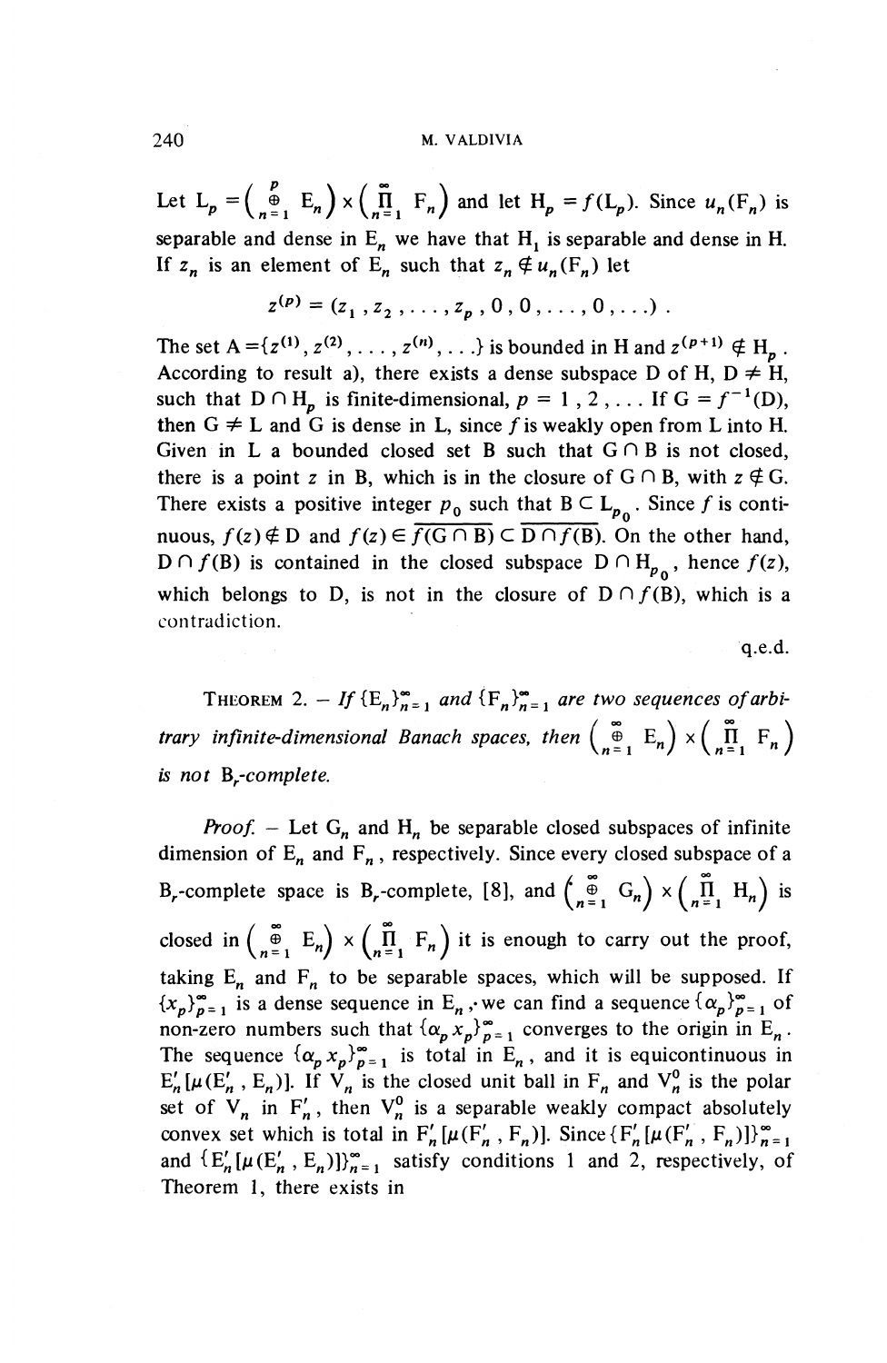Let $L_p = \left(\overset{p}{\underset{n=1}{\oplus}} E_n\right) \times \left(\overset{\infty}{\underset{n=1}{\Pi}} F_n\right)$ and let $H_p = f(L_p)$. Since $u_n(F_n)$ is separable and dense in $E_n$ we have that $H_1$ is separable and dense in H. If $z_n$ is an element of $E_n$ such that $z_n \notin u_n(F_n)$ let

$$z^{(p)} = (z_1, z_2, \ldots, z_p, 0, 0, \ldots, 0, \ldots).$$

The set $A = \{z^{(1)}, z^{(2)}, \ldots, z^{(n)}, \ldots\}$ is bounded in H and $z^{(p+1)} \notin H_p$. According to result a), there exists a dense subspace D of H, $D \neq H$, such that $D \cap H_p$ is finite-dimensional, $p = 1, 2, \ldots$ If $G = f^{-1}(D)$, then $G \neq L$ and G is dense in L, since $f$ is weakly open from L into H. Given in L a bounded closed set B such that $G \cap B$ is not closed, there is a point $z$ in B, which is in the closure of $G \cap B$, with $z \notin G$. There exists a positive integer $p_0$ such that $B \subset L_{p_0}$. Since $f$ is continuous, $f(z) \notin D$ and $f(z) \in \overline{f(G \cap B)} \subset \overline{D \cap f(B)}$. On the other hand, $D \cap f(B)$ is contained in the closed subspace $D \cap H_{p_0}$, hence $f(z)$, which belongs to D, is not in the closure of $D \cap f(B)$, which is a contradiction.

q.e.d.

THEOREM 2. – *If* $\{E_n\}_{n=1}^{\infty}$ *and* $\{F_n\}_{n=1}^{\infty}$ *are two sequences of arbitrary infinite-dimensional Banach spaces, then* $\left(\overset{\infty}{\underset{n=1}{\oplus}} E_n\right) \times \left(\overset{\infty}{\underset{n=1}{\Pi}} F_n\right)$ *is not* $B_r$*-complete.*

*Proof.* – Let $G_n$ and $H_n$ be separable closed subspaces of infinite dimension of $E_n$ and $F_n$, respectively. Since every closed subspace of a $B_r$-complete space is $B_r$-complete, [8], and $\left(\overset{\infty}{\underset{n=1}{\oplus}} G_n\right) \times \left(\overset{\infty}{\underset{n=1}{\Pi}} H_n\right)$ is closed in $\left(\overset{\infty}{\underset{n=1}{\oplus}} E_n\right) \times \left(\overset{\infty}{\underset{n=1}{\Pi}} F_n\right)$ it is enough to carry out the proof, taking $E_n$ and $F_n$ to be separable spaces, which will be supposed. If $\{x_p\}_{p=1}^{\infty}$ is a dense sequence in $E_n$, we can find a sequence $\{\alpha_p\}_{p=1}^{\infty}$ of non-zero numbers such that $\{\alpha_p x_p\}_{p=1}^{\infty}$ converges to the origin in $E_n$. The sequence $\{\alpha_p x_p\}_{p=1}^{\infty}$ is total in $E_n$, and it is equicontinuous in $E'_n[\mu(E'_n, E_n)]$. If $V_n$ is the closed unit ball in $F_n$ and $V_n^0$ is the polar set of $V_n$ in $F'_n$, then $V_n^0$ is a separable weakly compact absolutely convex set which is total in $F'_n[\mu(F'_n, F_n)]$. Since $\{F'_n[\mu(F'_n, F_n)]\}_{n=1}^{\infty}$ and $\{E'_n[\mu(E'_n, E_n)]\}_{n=1}^{\infty}$ satisfy conditions 1 and 2, respectively, of Theorem 1, there exists in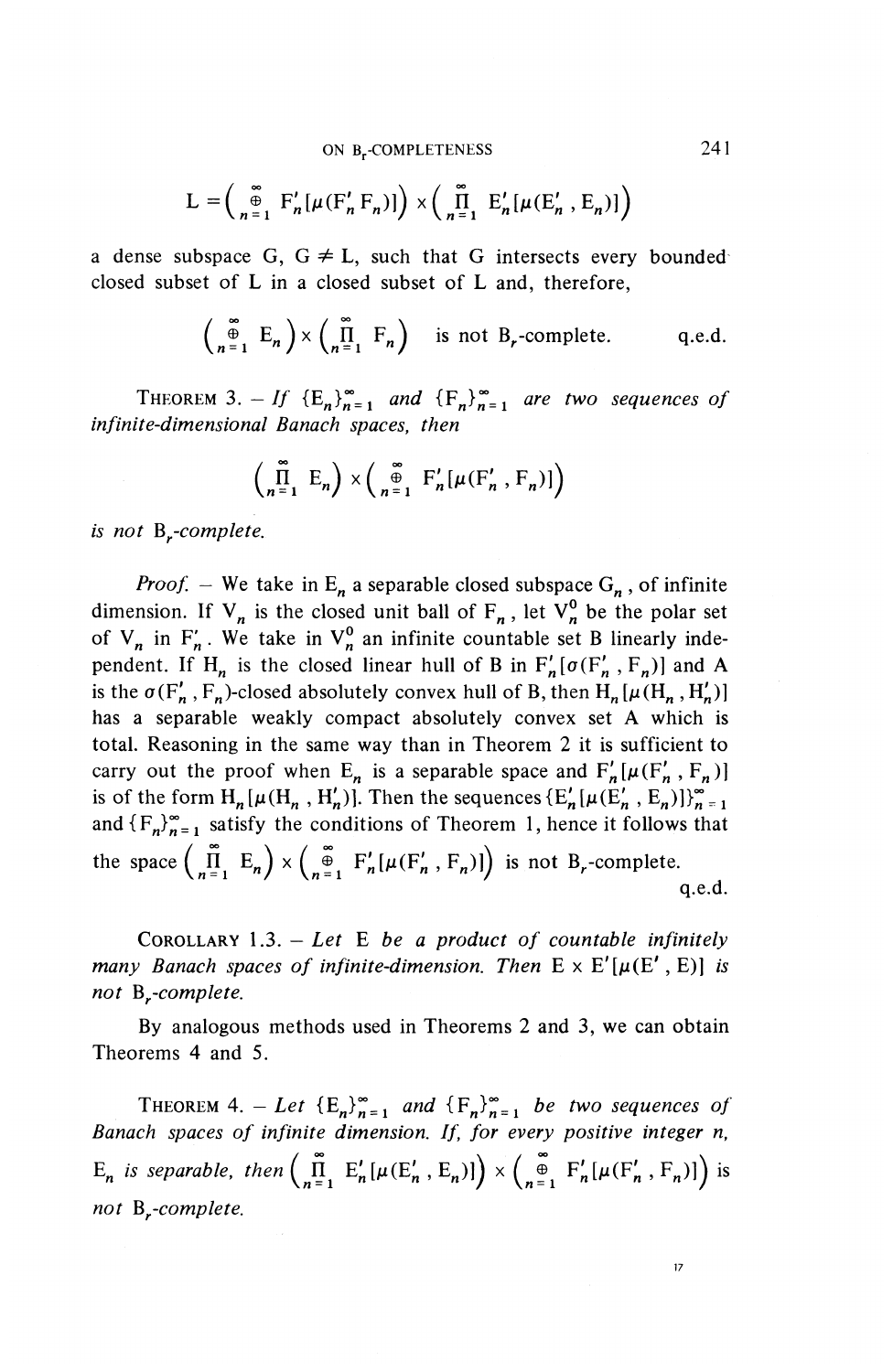$$L = \left( \bigoplus_{n=1}^{\infty} F'_n[\mu(F'_n F_n)] \right) \times \left( \prod_{n=1}^{\infty} E'_n[\mu(E'_n , E_n)] \right)$$

a dense subspace G, $G \neq L$, such that G intersects every bounded closed subset of L in a closed subset of L and, therefore,

$$\left( \bigoplus_{n=1}^{\infty} E_n \right) \times \left( \prod_{n=1}^{\infty} F_n \right) \quad \text{is not } B_r\text{-complete.} \qquad \text{q.e.d.}$$

THEOREM 3. – *If* $\{E_n\}_{n=1}^{\infty}$ *and* $\{F_n\}_{n=1}^{\infty}$ *are two sequences of infinite-dimensional Banach spaces, then*

$$\left( \prod_{n=1}^{\infty} E_n \right) \times \left( \bigoplus_{n=1}^{\infty} F'_n[\mu(F'_n , F_n)] \right)$$

*is not* $B_r$*-complete.*

*Proof.* – We take in $E_n$ a separable closed subspace $G_n$, of infinite dimension. If $V_n$ is the closed unit ball of $F_n$, let $V_n^0$ be the polar set of $V_n$ in $F'_n$. We take in $V_n^0$ an infinite countable set B linearly independent. If $H_n$ is the closed linear hull of B in $F'_n[\sigma(F'_n , F_n)]$ and A is the $\sigma(F'_n , F_n)$-closed absolutely convex hull of B, then $H_n[\mu(H_n , H'_n)]$ has a separable weakly compact absolutely convex set A which is total. Reasoning in the same way than in Theorem 2 it is sufficient to carry out the proof when $E_n$ is a separable space and $F'_n[\mu(F'_n , F_n)]$ is of the form $H_n[\mu(H_n , H'_n)]$. Then the sequences $\{E'_n[\mu(E'_n , E_n)]\}_{n=1}^{\infty}$ and $\{F_n\}_{n=1}^{\infty}$ satisfy the conditions of Theorem 1, hence it follows that the space $\left( \prod_{n=1}^{\infty} E_n \right) \times \left( \bigoplus_{n=1}^{\infty} F'_n[\mu(F'_n , F_n)] \right)$ is not $B_r$-complete.

q.e.d.

COROLLARY 1.3. – *Let* E *be a product of countable infinitely many Banach spaces of infinite-dimension. Then* $E \times E'[\mu(E' , E)]$ *is not* $B_r$*-complete.*

By analogous methods used in Theorems 2 and 3, we can obtain Theorems 4 and 5.

THEOREM 4. – *Let* $\{E_n\}_{n=1}^{\infty}$ *and* $\{F_n\}_{n=1}^{\infty}$ *be two sequences of Banach spaces of infinite dimension. If, for every positive integer n,* $E_n$ *is separable, then* $\left( \prod_{n=1}^{\infty} E'_n[\mu(E'_n , E_n)] \right) \times \left( \bigoplus_{n=1}^{\infty} F'_n[\mu(F'_n , F_n)] \right)$ *is not* $B_r$*-complete.*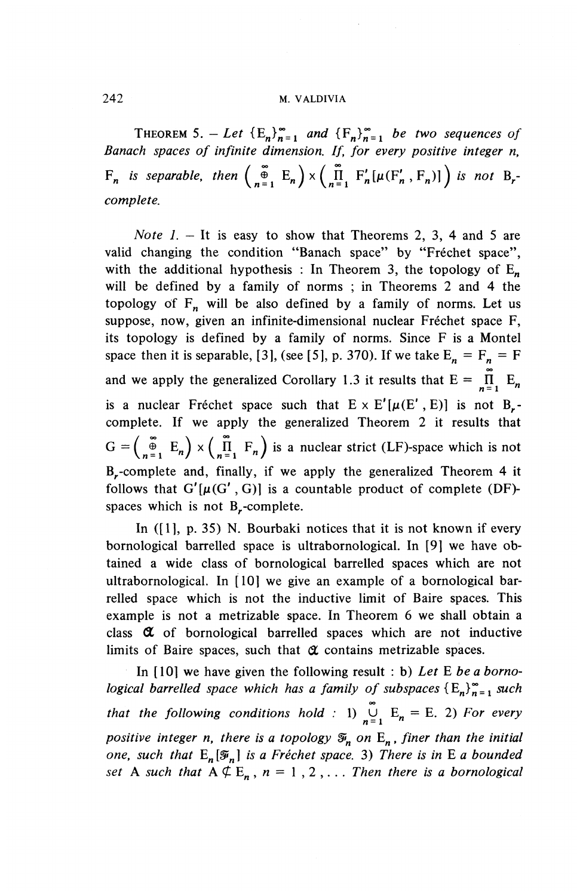**Theorem 5.** — *Let* $\{E_n\}_{n=1}^{\infty}$ *and* $\{F_n\}_{n=1}^{\infty}$ *be two sequences of Banach spaces of infinite dimension. If, for every positive integer n,* $F_n$ *is separable, then* $\left(\bigoplus_{n=1}^{\infty} E_n\right) \times \left(\prod_{n=1}^{\infty} F'_n[\mu(F'_n, F_n)]\right)$ *is not* $B_r$-*complete.*

*Note 1.* — It is easy to show that Theorems 2, 3, 4 and 5 are valid changing the condition "Banach space" by "Fréchet space", with the additional hypothesis : In Theorem 3, the topology of $E_n$ will be defined by a family of norms ; in Theorems 2 and 4 the topology of $F_n$ will be also defined by a family of norms. Let us suppose, now, given an infinite-dimensional nuclear Fréchet space F, its topology is defined by a family of norms. Since F is a Montel space then it is separable, [3], (see [5], p. 370). If we take $E_n = F_n = F$ and we apply the generalized Corollary 1.3 it results that $E = \prod_{n=1}^{\infty} E_n$ is a nuclear Fréchet space such that $E \times E'[\mu(E', E)]$ is not $B_r$-complete. If we apply the generalized Theorem 2 it results that $G = \left(\bigoplus_{n=1}^{\infty} E_n\right) \times \left(\prod_{n=1}^{\infty} F_n\right)$ is a nuclear strict (LF)-space which is not $B_r$-complete and, finally, if we apply the generalized Theorem 4 it follows that $G'[\mu(G', G)]$ is a countable product of complete (DF)-spaces which is not $B_r$-complete.

In ([1], p. 35) N. Bourbaki notices that it is not known if every bornological barrelled space is ultrabornological. In [9] we have obtained a wide class of bornological barrelled spaces which are not ultrabornological. In [10] we give an example of a bornological barrelled space which is not the inductive limit of Baire spaces. This example is not a metrizable space. In Theorem 6 we shall obtain a class $\mathfrak{A}$ of bornological barrelled spaces which are not inductive limits of Baire spaces, such that $\mathfrak{A}$ contains metrizable spaces.

In [10] we have given the following result : b) *Let* E *be a bornological barrelled space which has a family of subspaces* $\{E_n\}_{n=1}^{\infty}$ *such that the following conditions hold : 1)* $\bigcup_{n=1}^{\infty} E_n = E$. *2) For every positive integer n, there is a topology* $\mathcal{F}_n$ *on* $E_n$, *finer than the initial one, such that* $E_n[\mathcal{F}_n]$ *is a Fréchet space. 3) There is in* E *a bounded set* A *such that* $A \not\subset E_n$, $n = 1, 2, \ldots$ *Then there is a bornological*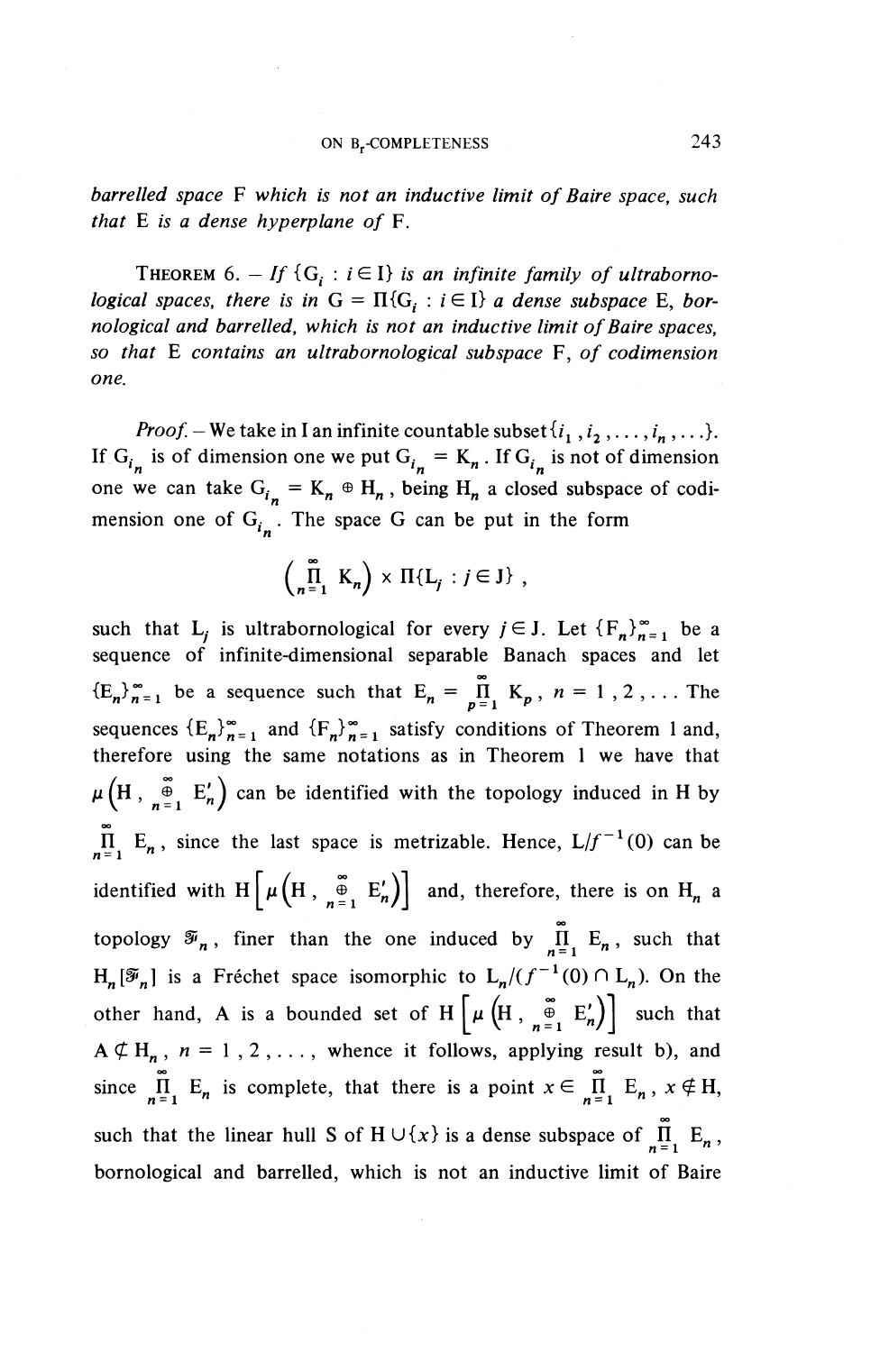*barrelled space* F *which is not an inductive limit of Baire space, such that* E *is a dense hyperplane of* F.

THEOREM 6. – *If* $\{G_i : i \in I\}$ *is an infinite family of ultrabornological spaces, there is in* $G = \Pi\{G_i : i \in I\}$ *a dense subspace* E, *bornological and barrelled, which is not an inductive limit of Baire spaces, so that* E *contains an ultrabornological subspace* F, *of codimension one.*

*Proof.* – We take in I an infinite countable subset $\{i_1, i_2, \ldots, i_n, \ldots\}$. If $G_{i_n}$ is of dimension one we put $G_{i_n} = K_n$. If $G_{i_n}$ is not of dimension one we can take $G_{i_n} = K_n \oplus H_n$, being $H_n$ a closed subspace of codimension one of $G_{i_n}$. The space G can be put in the form

$$\left(\prod_{n=1}^{\infty} K_n\right) \times \Pi\{L_j : j \in J\},$$

such that $L_j$ is ultrabornological for every $j \in J$. Let $\{F_n\}_{n=1}^{\infty}$ be a sequence of infinite-dimensional separable Banach spaces and let $\{E_n\}_{n=1}^{\infty}$ be a sequence such that $E_n = \prod_{p=1}^{\infty} K_p$, $n = 1, 2, \ldots$ The sequences $\{E_n\}_{n=1}^{\infty}$ and $\{F_n\}_{n=1}^{\infty}$ satisfy conditions of Theorem 1 and, therefore using the same notations as in Theorem 1 we have that $\mu\left(H, \overset{\infty}{\underset{n=1}{\oplus}} E'_n\right)$ can be identified with the topology induced in H by $\prod_{n=1}^{\infty} E_n$, since the last space is metrizable. Hence, $L/f^{-1}(0)$ can be identified with $H\left[\mu\left(H, \overset{\infty}{\underset{n=1}{\oplus}} E'_n\right)\right]$ and, therefore, there is on $H_n$ a topology $\mathcal{F}_n$, finer than the one induced by $\prod_{n=1}^{\infty} E_n$, such that $H_n[\mathcal{F}_n]$ is a Fréchet space isomorphic to $L_n/(f^{-1}(0) \cap L_n)$. On the other hand, A is a bounded set of $H\left[\mu\left(H, \overset{\infty}{\underset{n=1}{\oplus}} E'_n\right)\right]$ such that $A \not\subset H_n$, $n = 1, 2, \ldots$, whence it follows, applying result b), and since $\prod_{n=1}^{\infty} E_n$ is complete, that there is a point $x \in \prod_{n=1}^{\infty} E_n$, $x \notin H$, such that the linear hull S of $H \cup \{x\}$ is a dense subspace of $\prod_{n=1}^{\infty} E_n$, bornological and barrelled, which is not an inductive limit of Baire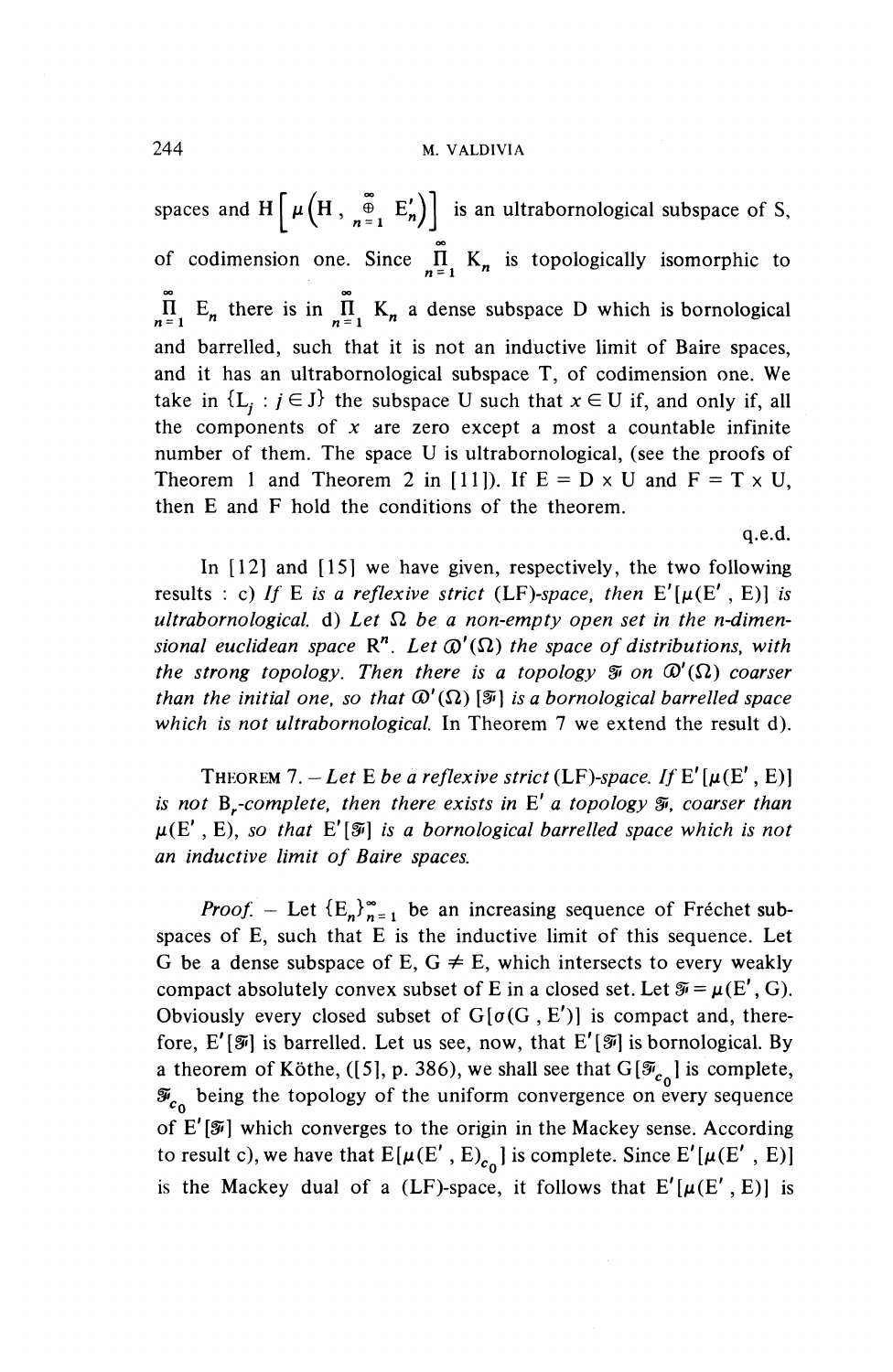spaces and $H\left[\mu\left(H, \overset{\infty}{\underset{n=1}{\oplus}} E'_n\right)\right]$ is an ultrabornological subspace of S, of codimension one. Since $\prod_{n=1}^{\infty} K_n$ is topologically isomorphic to $\prod_{n=1}^{\infty} E_n$ there is in $\prod_{n=1}^{\infty} K_n$ a dense subspace D which is bornological and barrelled, such that it is not an inductive limit of Baire spaces, and it has an ultrabornological subspace T, of codimension one. We take in $\{L_j : j \in J\}$ the subspace U such that $x \in U$ if, and only if, all the components of $x$ are zero except a most a countable infinite number of them. The space U is ultrabornological, (see the proofs of Theorem 1 and Theorem 2 in [11]). If $E = D \times U$ and $F = T \times U$, then E and F hold the conditions of the theorem.

q.e.d.

In [12] and [15] we have given, respectively, the two following results : c) *If* E *is a reflexive strict* (LF)*-space, then* $E'[\mu(E', E)]$ *is ultrabornological.* d) *Let* $\Omega$ *be a non-empty open set in the n-dimensional euclidean space* $R^n$. *Let* $\mathcal{D}'(\Omega)$ *the space of distributions, with the strong topology. Then there is a topology* $\mathfrak{T}$ *on* $\mathcal{D}'(\Omega)$ *coarser than the initial one, so that* $\mathcal{D}'(\Omega)[\mathfrak{T}]$ *is a bornological barrelled space which is not ultrabornological.* In Theorem 7 we extend the result d).

THEOREM 7. – *Let* E *be a reflexive strict* (LF)*-space. If* $E'[\mu(E', E)]$ *is not* $B_r$*-complete, then there exists in* $E'$ *a topology* $\mathfrak{T}$, *coarser than* $\mu(E', E)$, *so that* $E'[\mathfrak{T}]$ *is a bornological barrelled space which is not an inductive limit of Baire spaces.*

*Proof.* – Let $\{E_n\}_{n=1}^{\infty}$ be an increasing sequence of Fréchet subspaces of E, such that E is the inductive limit of this sequence. Let G be a dense subspace of E, $G \neq E$, which intersects to every weakly compact absolutely convex subset of E in a closed set. Let $\mathfrak{T} = \mu(E', G)$. Obviously every closed subset of $G[\sigma(G, E')]$ is compact and, therefore, $E'[\mathfrak{T}]$ is barrelled. Let us see, now, that $E'[\mathfrak{T}]$ is bornological. By a theorem of Köthe, ([5], p. 386), we shall see that $G[\mathfrak{T}_{c_0}]$ is complete, $\mathfrak{T}_{c_0}$ being the topology of the uniform convergence on every sequence of $E'[\mathfrak{T}]$ which converges to the origin in the Mackey sense. According to result c), we have that $E[\mu(E', E)_{c_0}]$ is complete. Since $E'[\mu(E', E)]$ is the Mackey dual of a (LF)-space, it follows that $E'[\mu(E', E)]$ is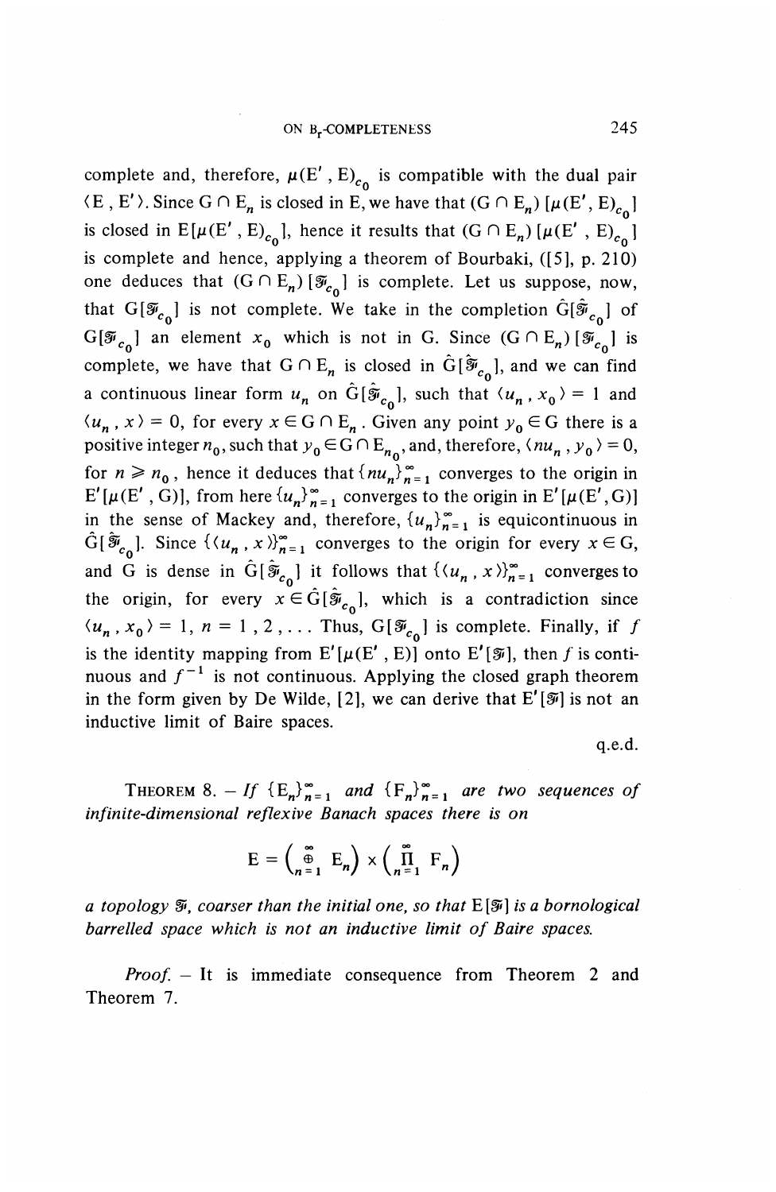complete and, therefore, $\mu(E', E)_{c_0}$ is compatible with the dual pair $\langle E, E' \rangle$. Since $G \cap E_n$ is closed in E, we have that $(G \cap E_n)[\mu(E', E)_{c_0}]$ is closed in $E[\mu(E', E)_{c_0}]$, hence it results that $(G \cap E_n)[\mu(E', E)_{c_0}]$ is complete and hence, applying a theorem of Bourbaki, ([5], p. 210) one deduces that $(G \cap E_n)[\mathcal{F}_{c_0}]$ is complete. Let us suppose, now, that $G[\mathcal{F}_{c_0}]$ is not complete. We take in the completion $\hat{G}[\hat{\mathcal{F}}_{c_0}]$ of $G[\mathcal{F}_{c_0}]$ an element $x_0$ which is not in G. Since $(G \cap E_n)[\mathcal{F}_{c_0}]$ is complete, we have that $G \cap E_n$ is closed in $\hat{G}[\hat{\mathcal{F}}_{c_0}]$, and we can find a continuous linear form $u_n$ on $\hat{G}[\hat{\mathcal{F}}_{c_0}]$, such that $\langle u_n, x_0 \rangle = 1$ and $\langle u_n, x \rangle = 0$, for every $x \in G \cap E_n$. Given any point $y_0 \in G$ there is a positive integer $n_0$, such that $y_0 \in G \cap E_{n_0}$, and, therefore, $\langle nu_n, y_0 \rangle = 0$, for $n \geqslant n_0$, hence it deduces that $\{nu_n\}_{n=1}^{\infty}$ converges to the origin in $E'[\mu(E', G)]$, from here $\{u_n\}_{n=1}^{\infty}$ converges to the origin in $E'[\mu(E', G)]$ in the sense of Mackey and, therefore, $\{u_n\}_{n=1}^{\infty}$ is equicontinuous in $\hat{G}[\hat{\mathcal{F}}_{c_0}]$. Since $\{\langle u_n, x \rangle\}_{n=1}^{\infty}$ converges to the origin for every $x \in G$, and G is dense in $\hat{G}[\hat{\mathcal{F}}_{c_0}]$ it follows that $\{\langle u_n, x \rangle\}_{n=1}^{\infty}$ converges to the origin, for every $x \in \hat{G}[\hat{\mathcal{F}}_{c_0}]$, which is a contradiction since $\langle u_n, x_0 \rangle = 1$, $n = 1, 2, \ldots$ Thus, $G[\mathcal{F}_{c_0}]$ is complete. Finally, if $f$ is the identity mapping from $E'[\mu(E', E)]$ onto $E'[\mathcal{F}]$, then $f$ is continuous and $f^{-1}$ is not continuous. Applying the closed graph theorem in the form given by De Wilde, [2], we can derive that $E'[\mathcal{F}]$ is not an inductive limit of Baire spaces.

q.e.d.

THEOREM 8. – *If $\{E_n\}_{n=1}^{\infty}$ and $\{F_n\}_{n=1}^{\infty}$ are two sequences of infinite-dimensional reflexive Banach spaces there is on*

$$E = \left(\bigoplus_{n=1}^{\infty} E_n\right) \times \left(\prod_{n=1}^{\infty} F_n\right)$$

*a topology $\mathcal{F}$, coarser than the initial one, so that $E[\mathcal{F}]$ is a bornological barrelled space which is not an inductive limit of Baire spaces.*

*Proof.* – It is immediate consequence from Theorem 2 and Theorem 7.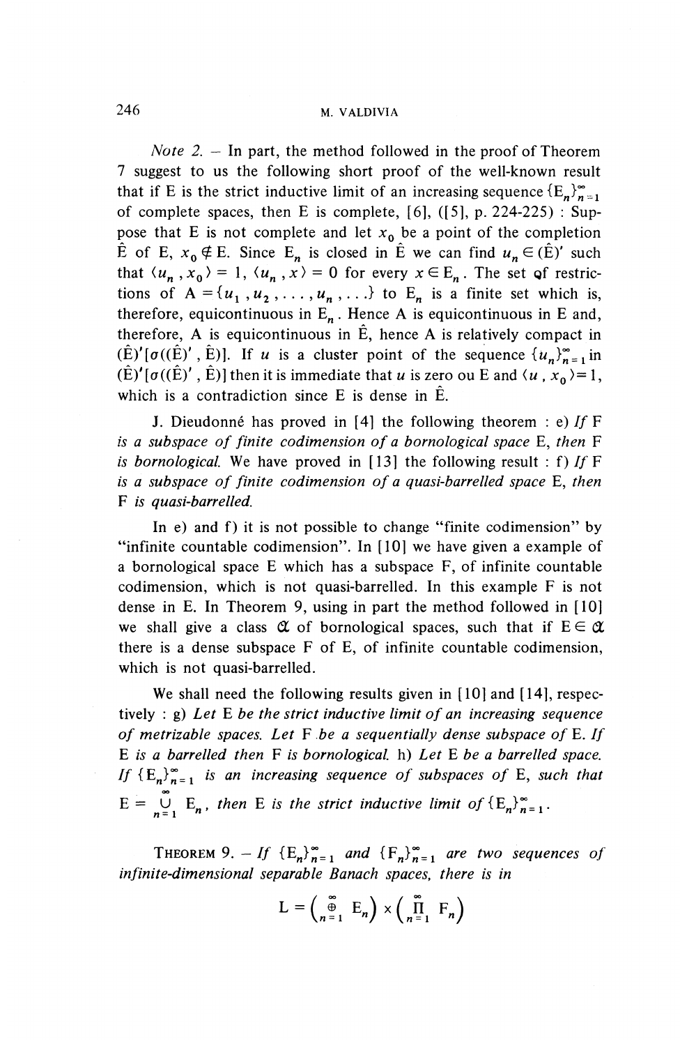*Note 2.* – In part, the method followed in the proof of Theorem 7 suggest to us the following short proof of the well-known result that if E is the strict inductive limit of an increasing sequence $\{E_n\}_{n=1}^{\infty}$ of complete spaces, then E is complete, [6], ([5], p. 224-225) : Suppose that E is not complete and let $x_0$ be a point of the completion $\hat{E}$ of E, $x_0 \notin E$. Since $E_n$ is closed in $\hat{E}$ we can find $u_n \in (\hat{E})'$ such that $\langle u_n, x_0 \rangle = 1$, $\langle u_n, x \rangle = 0$ for every $x \in E_n$. The set of restrictions of $A = \{u_1, u_2, \ldots, u_n, \ldots\}$ to $E_n$ is a finite set which is, therefore, equicontinuous in $E_n$. Hence A is equicontinuous in E and, therefore, A is equicontinuous in $\hat{E}$, hence A is relatively compact in $(\hat{E})'[\sigma((\hat{E})', \hat{E})]$. If $u$ is a cluster point of the sequence $\{u_n\}_{n=1}^{\infty}$ in $(\hat{E})'[\sigma((\hat{E})', \hat{E})]$ then it is immediate that $u$ is zero ou E and $\langle u, x_0 \rangle = 1$, which is a contradiction since E is dense in $\hat{E}$.

J. Dieudonné has proved in [4] the following theorem : e) *If* F *is a subspace of finite codimension of a bornological space* E, *then* F *is bornological.* We have proved in [13] the following result : f) *If* F *is a subspace of finite codimension of a quasi-barrelled space* E, *then* F *is quasi-barrelled.*

In e) and f) it is not possible to change "finite codimension" by "infinite countable codimension". In [10] we have given a example of a bornological space E which has a subspace F, of infinite countable codimension, which is not quasi-barrelled. In this example F is not dense in E. In Theorem 9, using in part the method followed in [10] we shall give a class $\mathfrak{A}$ of bornological spaces, such that if $E \in \mathfrak{A}$ there is a dense subspace F of E, of infinite countable codimension, which is not quasi-barrelled.

We shall need the following results given in [10] and [14], respectively : g) *Let* E *be the strict inductive limit of an increasing sequence of metrizable spaces. Let* F *be a sequentially dense subspace of* E. *If* E *is a barrelled then* F *is bornological.* h) *Let* E *be a barrelled space. If* $\{E_n\}_{n=1}^{\infty}$ *is an increasing sequence of subspaces of* E, *such that* $E = \bigcup_{n=1}^{\infty} E_n$, *then* E *is the strict inductive limit of* $\{E_n\}_{n=1}^{\infty}$.

THEOREM 9. – *If* $\{E_n\}_{n=1}^{\infty}$ *and* $\{F_n\}_{n=1}^{\infty}$ *are two sequences of infinite-dimensional separable Banach spaces, there is in*

$$L = \left(\bigoplus_{n=1}^{\infty} E_n\right) \times \left(\prod_{n=1}^{\infty} F_n\right)$$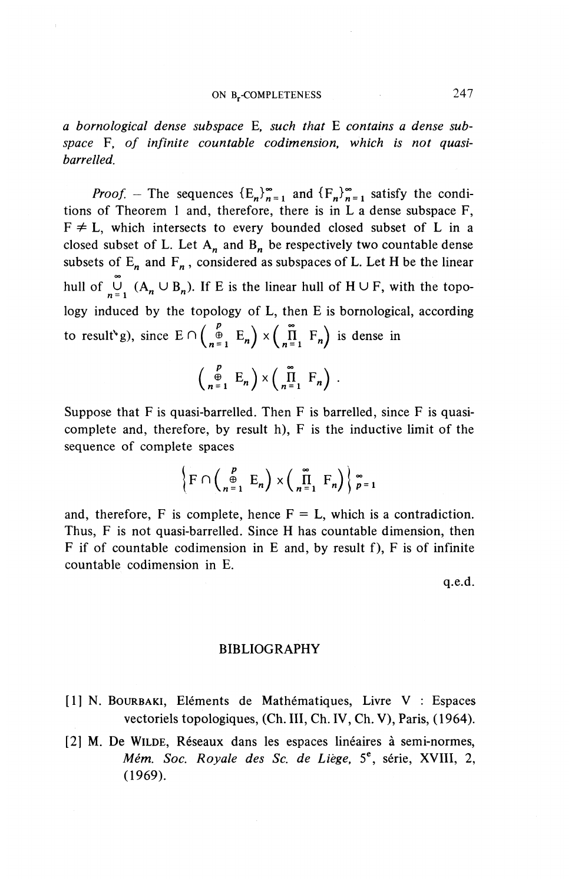*a bornological dense subspace* E, *such that* E *contains a dense subspace* F, *of infinite countable codimension, which is not quasi-barrelled.*

*Proof.* – The sequences $\{E_n\}_{n=1}^{\infty}$ and $\{F_n\}_{n=1}^{\infty}$ satisfy the conditions of Theorem 1 and, therefore, there is in L a dense subspace F, $F \neq L$, which intersects to every bounded closed subset of L in a closed subset of L. Let $A_n$ and $B_n$ be respectively two countable dense subsets of $E_n$ and $F_n$, considered as subspaces of L. Let H be the linear hull of $\bigcup_{n=1}^{\infty} (A_n \cup B_n)$. If E is the linear hull of $H \cup F$, with the topology induced by the topology of L, then E is bornological, according to result g), since $E \cap \left(\overset{p}{\underset{n=1}{\oplus}} E_n\right) \times \left(\prod_{n=1}^{\infty} F_n\right)$ is dense in

$$\left(\overset{p}{\underset{n=1}{\oplus}} E_n\right) \times \left(\prod_{n=1}^{\infty} F_n\right).$$

Suppose that F is quasi-barrelled. Then F is barrelled, since F is quasi-complete and, therefore, by result h), F is the inductive limit of the sequence of complete spaces

$$\left\{F \cap \left(\overset{p}{\underset{n=1}{\oplus}} E_n\right) \times \left(\prod_{n=1}^{\infty} F_n\right)\right\}_{p=1}^{\infty}$$

and, therefore, F is complete, hence $F = L$, which is a contradiction. Thus, F is not quasi-barrelled. Since H has countable dimension, then F if of countable codimension in E and, by result f), F is of infinite countable codimension in E.

q.e.d.

## BIBLIOGRAPHY

[1] N. Bourbaki, Eléments de Mathématiques, Livre V : Espaces vectoriels topologiques, (Ch. III, Ch. IV, Ch. V), Paris, (1964).

[2] M. De Wilde, Réseaux dans les espaces linéaires à semi-normes, *Mém. Soc. Royale des Sc. de Liège*, 5e, série, XVIII, 2, (1969).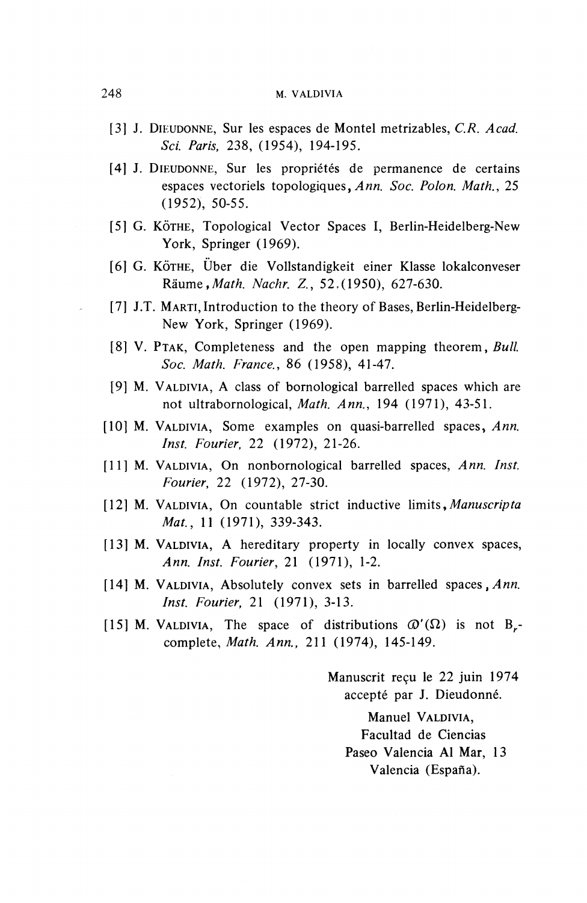[3] J. DIEUDONNE, Sur les espaces de Montel metrizables, *C.R. Acad. Sci. Paris,* 238, (1954), 194-195.

[4] J. DIEUDONNE, Sur les propriétés de permanence de certains espaces vectoriels topologiques, *Ann. Soc. Polon. Math.*, 25 (1952), 50-55.

[5] G. KÖTHE, Topological Vector Spaces I, Berlin-Heidelberg-New York, Springer (1969).

[6] G. KÖTHE, Über die Vollstandigkeit einer Klasse lokalconveser Räume, *Math. Nachr. Z.*, 52.(1950), 627-630.

[7] J.T. MARTI, Introduction to the theory of Bases, Berlin-Heidelberg-New York, Springer (1969).

[8] V. PTAK, Completeness and the open mapping theorem, *Bull. Soc. Math. France.*, 86 (1958), 41-47.

[9] M. VALDIVIA, A class of bornological barrelled spaces which are not ultrabornological, *Math. Ann.*, 194 (1971), 43-51.

[10] M. VALDIVIA, Some examples on quasi-barrelled spaces, *Ann. Inst. Fourier,* 22 (1972), 21-26.

[11] M. VALDIVIA, On nonbornological barrelled spaces, *Ann. Inst. Fourier,* 22 (1972), 27-30.

[12] M. VALDIVIA, On countable strict inductive limits, *Manuscripta Mat.*, 11 (1971), 339-343.

[13] M. VALDIVIA, A hereditary property in locally convex spaces, *Ann. Inst. Fourier*, 21 (1971), 1-2.

[14] M. VALDIVIA, Absolutely convex sets in barrelled spaces, *Ann. Inst. Fourier,* 21 (1971), 3-13.

[15] M. VALDIVIA, The space of distributions $\mathcal{D}'(\Omega)$ is not $B_r$-complete, *Math. Ann.,* 211 (1974), 145-149.

Manuscrit reçu le 22 juin 1974
accepté par J. Dieudonné.

Manuel VALDIVIA,
Facultad de Ciencias
Paseo Valencia Al Mar, 13
Valencia (España).